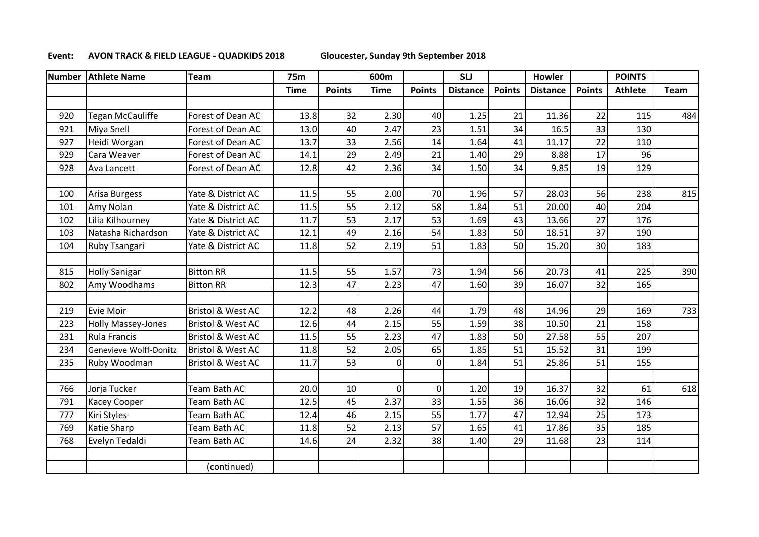**Event: AVON TRACK & FIELD LEAGUE - QUADKIDS 2018** Gloucester, Sunday 9th September 2018

| Number | Athlete Name | Team | 75m | | 600m | | SLJ | | Howler | | POINTS | |
|---|---|---|---|---|---|---|---|---|---|---|---|---|
| | | | Time | Points | Time | Points | Distance | Points | Distance | Points | Athlete | Team |
| | | | | | | | | | | | | |
| 920 | Tegan McCauliffe | Forest of Dean AC | 13.8 | 32 | 2.30 | 40 | 1.25 | 21 | 11.36 | 22 | 115 | 484 |
| 921 | Miya Snell | Forest of Dean AC | 13.0 | 40 | 2.47 | 23 | 1.51 | 34 | 16.5 | 33 | 130 | |
| 927 | Heidi Worgan | Forest of Dean AC | 13.7 | 33 | 2.56 | 14 | 1.64 | 41 | 11.17 | 22 | 110 | |
| 929 | Cara Weaver | Forest of Dean AC | 14.1 | 29 | 2.49 | 21 | 1.40 | 29 | 8.88 | 17 | 96 | |
| 928 | Ava Lancett | Forest of Dean AC | 12.8 | 42 | 2.36 | 34 | 1.50 | 34 | 9.85 | 19 | 129 | |
| | | | | | | | | | | | | |
| 100 | Arisa Burgess | Yate & District AC | 11.5 | 55 | 2.00 | 70 | 1.96 | 57 | 28.03 | 56 | 238 | 815 |
| 101 | Amy Nolan | Yate & District AC | 11.5 | 55 | 2.12 | 58 | 1.84 | 51 | 20.00 | 40 | 204 | |
| 102 | Lilia Kilhourney | Yate & District AC | 11.7 | 53 | 2.17 | 53 | 1.69 | 43 | 13.66 | 27 | 176 | |
| 103 | Natasha Richardson | Yate & District AC | 12.1 | 49 | 2.16 | 54 | 1.83 | 50 | 18.51 | 37 | 190 | |
| 104 | Ruby Tsangari | Yate & District AC | 11.8 | 52 | 2.19 | 51 | 1.83 | 50 | 15.20 | 30 | 183 | |
| | | | | | | | | | | | | |
| 815 | Holly Sanigar | Bitton RR | 11.5 | 55 | 1.57 | 73 | 1.94 | 56 | 20.73 | 41 | 225 | 390 |
| 802 | Amy Woodhams | Bitton RR | 12.3 | 47 | 2.23 | 47 | 1.60 | 39 | 16.07 | 32 | 165 | |
| | | | | | | | | | | | | |
| 219 | Evie Moir | Bristol & West AC | 12.2 | 48 | 2.26 | 44 | 1.79 | 48 | 14.96 | 29 | 169 | 733 |
| 223 | Holly Massey-Jones | Bristol & West AC | 12.6 | 44 | 2.15 | 55 | 1.59 | 38 | 10.50 | 21 | 158 | |
| 231 | Rula Francis | Bristol & West AC | 11.5 | 55 | 2.23 | 47 | 1.83 | 50 | 27.58 | 55 | 207 | |
| 234 | Genevieve Wolff-Donitz | Bristol & West AC | 11.8 | 52 | 2.05 | 65 | 1.85 | 51 | 15.52 | 31 | 199 | |
| 235 | Ruby Woodman | Bristol & West AC | 11.7 | 53 | 0 | 0 | 1.84 | 51 | 25.86 | 51 | 155 | |
| | | | | | | | | | | | | |
| 766 | Jorja Tucker | Team Bath AC | 20.0 | 10 | 0 | 0 | 1.20 | 19 | 16.37 | 32 | 61 | 618 |
| 791 | Kacey Cooper | Team Bath AC | 12.5 | 45 | 2.37 | 33 | 1.55 | 36 | 16.06 | 32 | 146 | |
| 777 | Kiri Styles | Team Bath AC | 12.4 | 46 | 2.15 | 55 | 1.77 | 47 | 12.94 | 25 | 173 | |
| 769 | Katie Sharp | Team Bath AC | 11.8 | 52 | 2.13 | 57 | 1.65 | 41 | 17.86 | 35 | 185 | |
| 768 | Evelyn Tedaldi | Team Bath AC | 14.6 | 24 | 2.32 | 38 | 1.40 | 29 | 11.68 | 23 | 114 | |
| | | | | | | | | | | | | |
| | | (continued) | | | | | | | | | | |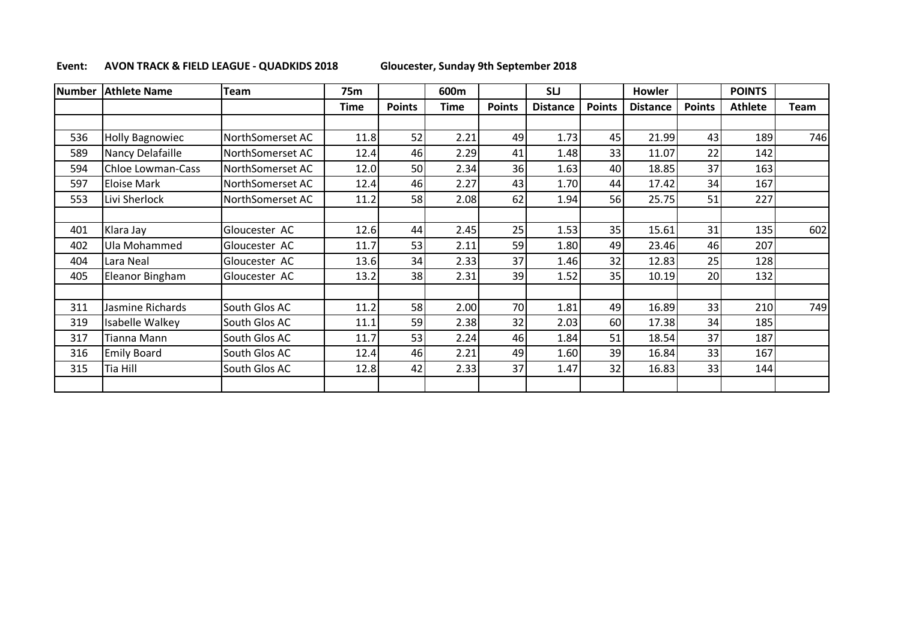**Event: AVON TRACK & FIELD LEAGUE - QUADKIDS 2018** **Gloucester, Sunday 9th September 2018**

| Number | Athlete Name | Team | 75m | | 600m | | SLJ | | Howler | | POINTS | |
|---|---|---|---|---|---|---|---|---|---|---|---|---|
| | | | Time | Points | Time | Points | Distance | Points | Distance | Points | Athlete | Team |
| | | | | | | | | | | | | |
| 536 | Holly Bagnowiec | NorthSomerset AC | 11.8 | 52 | 2.21 | 49 | 1.73 | 45 | 21.99 | 43 | 189 | 746 |
| 589 | Nancy Delafaille | NorthSomerset AC | 12.4 | 46 | 2.29 | 41 | 1.48 | 33 | 11.07 | 22 | 142 | |
| 594 | Chloe Lowman-Cass | NorthSomerset AC | 12.0 | 50 | 2.34 | 36 | 1.63 | 40 | 18.85 | 37 | 163 | |
| 597 | Eloise Mark | NorthSomerset AC | 12.4 | 46 | 2.27 | 43 | 1.70 | 44 | 17.42 | 34 | 167 | |
| 553 | Livi Sherlock | NorthSomerset AC | 11.2 | 58 | 2.08 | 62 | 1.94 | 56 | 25.75 | 51 | 227 | |
| | | | | | | | | | | | | |
| 401 | Klara Jay | Gloucester AC | 12.6 | 44 | 2.45 | 25 | 1.53 | 35 | 15.61 | 31 | 135 | 602 |
| 402 | Ula Mohammed | Gloucester AC | 11.7 | 53 | 2.11 | 59 | 1.80 | 49 | 23.46 | 46 | 207 | |
| 404 | Lara Neal | Gloucester AC | 13.6 | 34 | 2.33 | 37 | 1.46 | 32 | 12.83 | 25 | 128 | |
| 405 | Eleanor Bingham | Gloucester AC | 13.2 | 38 | 2.31 | 39 | 1.52 | 35 | 10.19 | 20 | 132 | |
| | | | | | | | | | | | | |
| 311 | Jasmine Richards | South Glos AC | 11.2 | 58 | 2.00 | 70 | 1.81 | 49 | 16.89 | 33 | 210 | 749 |
| 319 | Isabelle Walkey | South Glos AC | 11.1 | 59 | 2.38 | 32 | 2.03 | 60 | 17.38 | 34 | 185 | |
| 317 | Tianna Mann | South Glos AC | 11.7 | 53 | 2.24 | 46 | 1.84 | 51 | 18.54 | 37 | 187 | |
| 316 | Emily Board | South Glos AC | 12.4 | 46 | 2.21 | 49 | 1.60 | 39 | 16.84 | 33 | 167 | |
| 315 | Tia Hill | South Glos AC | 12.8 | 42 | 2.33 | 37 | 1.47 | 32 | 16.83 | 33 | 144 | |
| | | | | | | | | | | | | |